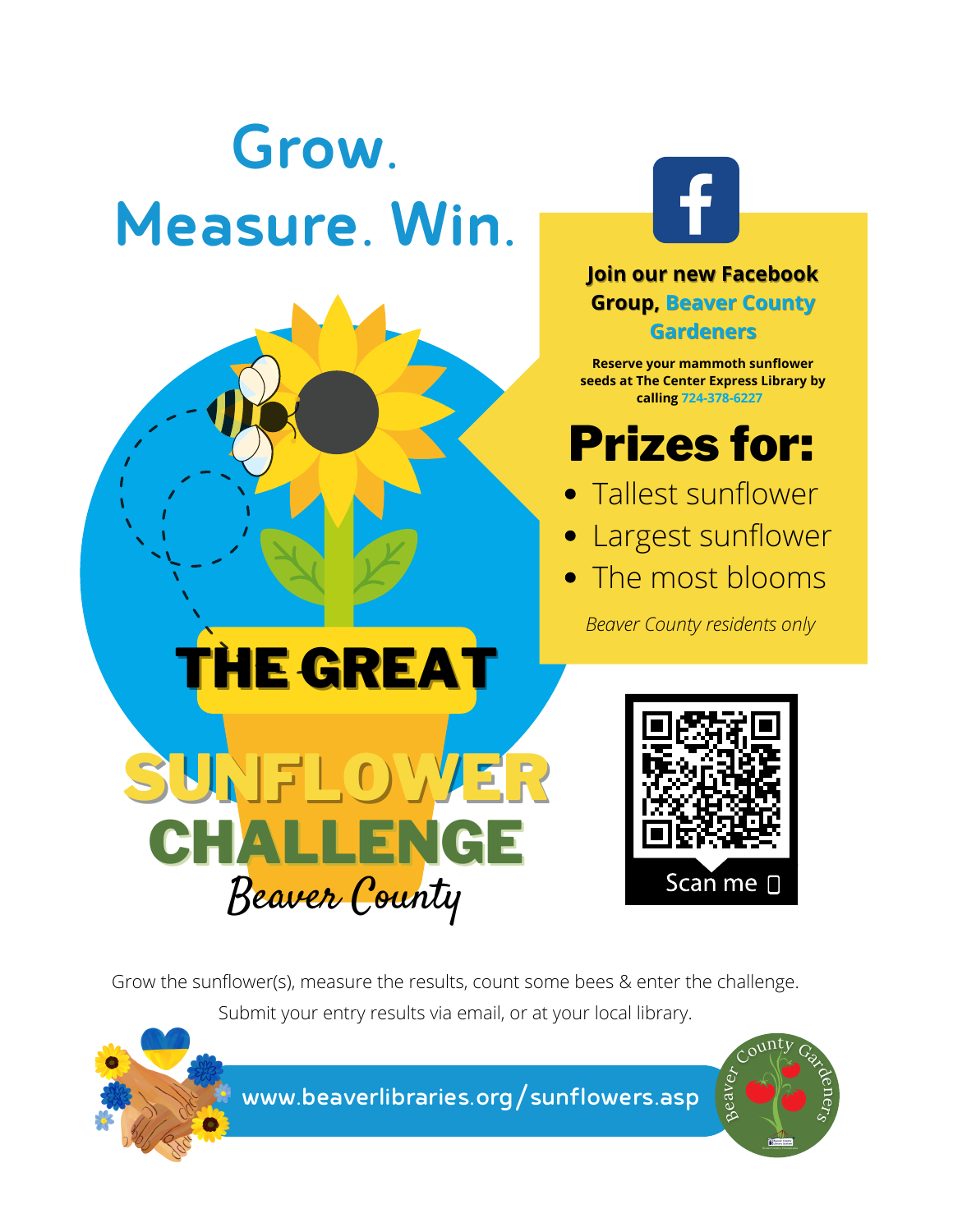# Grow. Measure. Win.

**Join our new Facebook Group, Beaver County Gardeners**

**Reserve your mammoth sunflower seeds at The Center Express Library by calling 724-378-6227**

## Prizes for:

- Tallest sunflower
- Largest sunflower
- The most blooms

*Beaver County residents only*

# THE GREAT SUNFLOWER CHALLENGE

Beaver County

Scan me

Grow the sunflower(s), measure the results, count some bees & enter the challenge.

Submit your entry results via email, or at your local library.

www.beaverlibraries.org/sunflowers.asp

Beaver County Gardeners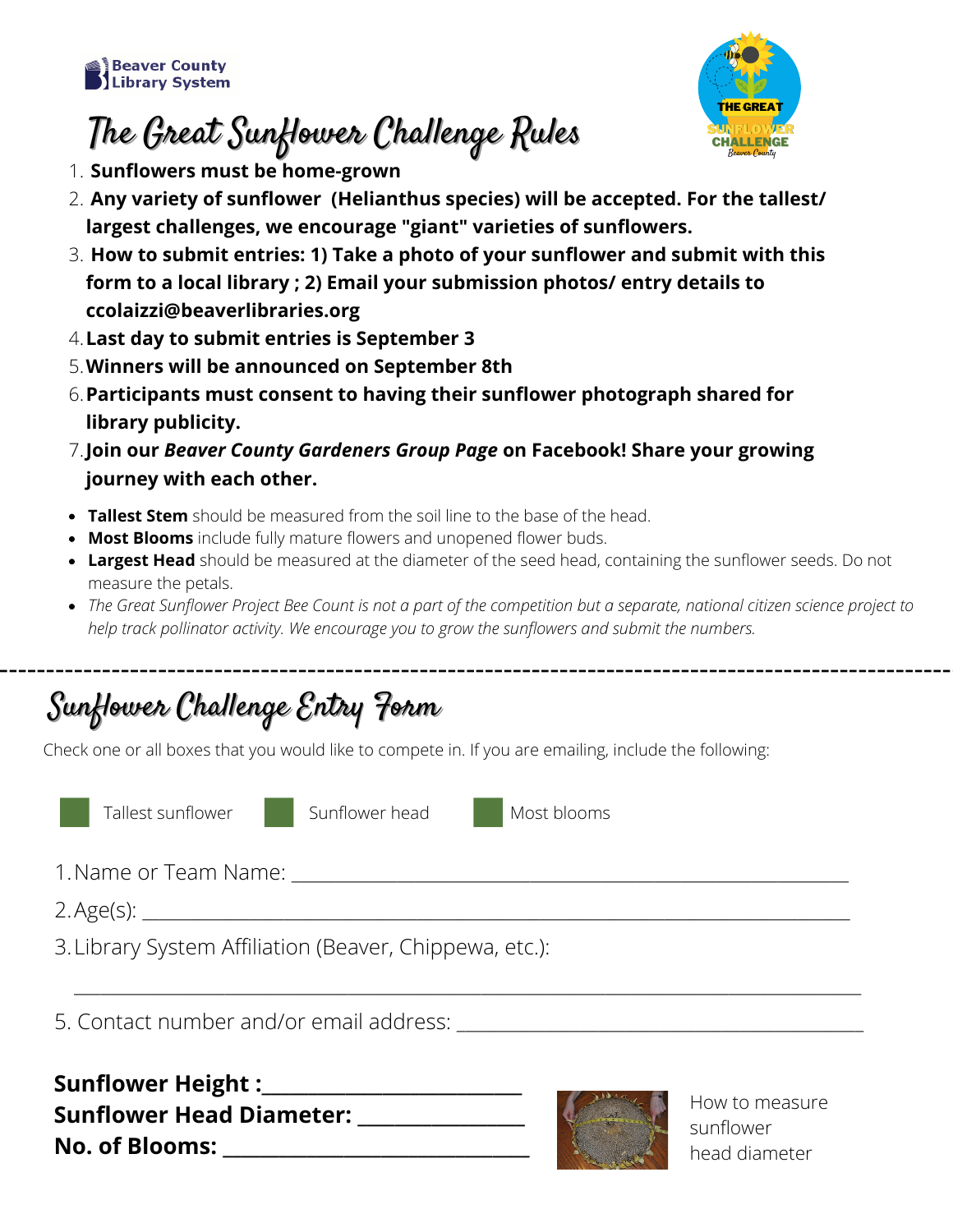Beaver County Library System

# The Great Sunflower Challenge Rules

1. **Sunflowers must be home-grown**
2. **Any variety of sunflower (Helianthus species) will be accepted. For the tallest/ largest challenges, we encourage "giant" varieties of sunflowers.**
3. **How to submit entries: 1) Take a photo of your sunflower and submit with this form to a local library ; 2) Email your submission photos/ entry details to ccolaizzi@beaverlibraries.org**
4. **Last day to submit entries is September 3**
5. **Winners will be announced on September 8th**
6. **Participants must consent to having their sunflower photograph shared for library publicity.**
7. **Join our *Beaver County Gardeners Group Page* on Facebook! Share your growing journey with each other.**

- **Tallest Stem** should be measured from the soil line to the base of the head.
- **Most Blooms** include fully mature flowers and unopened flower buds.
- **Largest Head** should be measured at the diameter of the seed head, containing the sunflower seeds. Do not measure the petals.
- *The Great Sunflower Project Bee Count is not a part of the competition but a separate, national citizen science project to help track pollinator activity. We encourage you to grow the sunflowers and submit the numbers.*

---

## Sunflower Challenge Entry Form

Check one or all boxes that you would like to compete in. If you are emailing, include the following:

☐ Tallest sunflower ☐ Sunflower head ☐ Most blooms

1. Name or Team Name: ____________________
2. Age(s): ____________________
3. Library System Affiliation (Beaver, Chippewa, etc.):

____________________

5. Contact number and/or email address: ____________________

**Sunflower Height :____________________**
**Sunflower Head Diameter: ____________________**
**No. of Blooms: ____________________**

How to measure sunflower head diameter